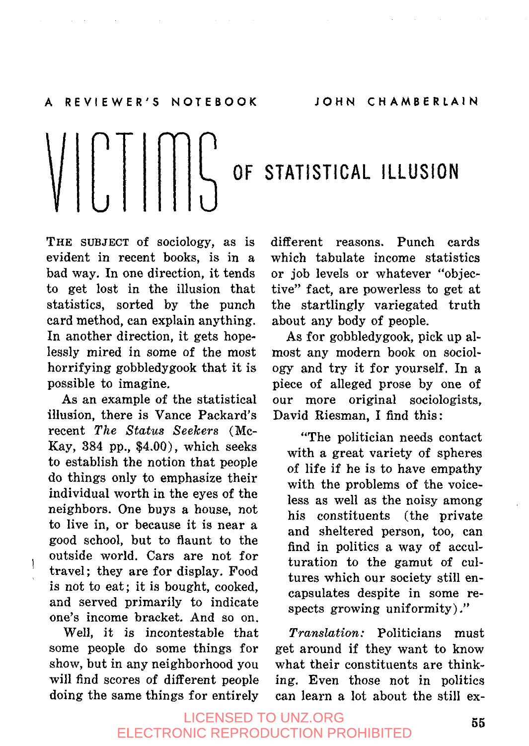A REVIEWER'S NOTEBOOK — JOHN CHAMBERLAIN

# VICTIMS OF STATISTICAL ILLUSION

THE SUBJECT of sociology, as is evident in recent books, is in a bad way. In one direction, it tends to get lost in the illusion that statistics, sorted by the punch card method, can explain anything. In another direction, it gets hopelessly mired in some of the most horrifying gobbledygook that it is possible to imagine.

As an example of the statistical illusion, there is Vance Packard's recent *The Status Seekers* (McKay, 384 pp., $4.00), which seeks to establish the notion that people do things only to emphasize their individual worth in the eyes of the neighbors. One buys a house, not to live in, or because it is near a good school, but to flaunt to the outside world. Cars are not for travel; they are for display. Food is not to eat; it is bought, cooked, and served primarily to indicate one's income bracket. And so on.

Well, it is incontestable that some people do some things for show, but in any neighborhood you will find scores of different people doing the same things for entirely different reasons. Punch cards which tabulate income statistics or job levels or whatever "objective" fact, are powerless to get at the startlingly variegated truth about any body of people.

As for gobbledygook, pick up almost any modern book on sociology and try it for yourself. In a piece of alleged prose by one of our more original sociologists, David Riesman, I find this:

> "The politician needs contact with a great variety of spheres of life if he is to have empathy with the problems of the voiceless as well as the noisy among his constituents (the private and sheltered person, too, can find in politics a way of acculturation to the gamut of cultures which our society still encapsulates despite in some respects growing uniformity)."

*Translation:* Politicians must get around if they want to know what their constituents are thinking. Even those not in politics can learn a lot about the still ex-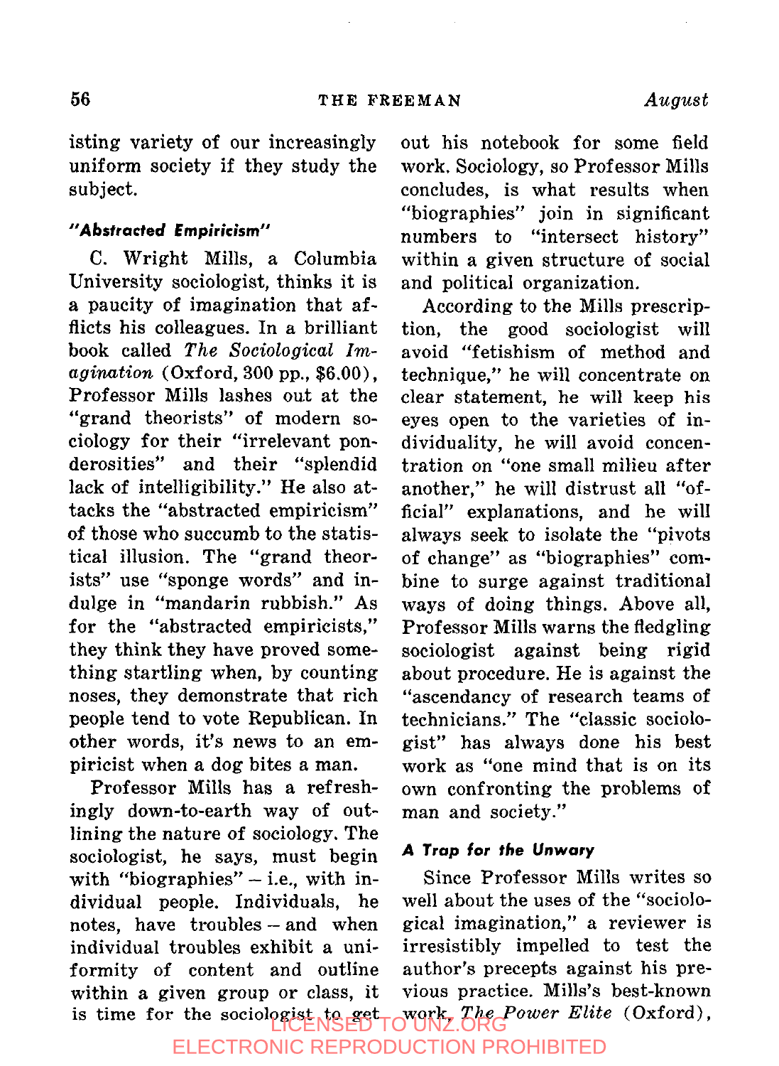isting variety of our increasingly uniform society if they study the subject.

### *"Abstracted Empiricism"*

C. Wright Mills, a Columbia University sociologist, thinks it is a paucity of imagination that afflicts his colleagues. In a brilliant book called *The Sociological Imagination* (Oxford, 300 pp., $6.00), Professor Mills lashes out at the "grand theorists" of modern sociology for their "irrelevant ponderosities" and their "splendid lack of intelligibility." He also attacks the "abstracted empiricism" of those who succumb to the statistical illusion. The "grand theorists" use "sponge words" and indulge in "mandarin rubbish." As for the "abstracted empiricists," they think they have proved something startling when, by counting noses, they demonstrate that rich people tend to vote Republican. In other words, it's news to an empiricist when a dog bites a man.

Professor Mills has a refreshingly down-to-earth way of outlining the nature of sociology. The sociologist, he says, must begin with "biographies" – i.e., with individual people. Individuals, he notes, have troubles – and when individual troubles exhibit a uniformity of content and outline within a given group or class, it is time for the sociologist to get out his notebook for some field work. Sociology, so Professor Mills concludes, is what results when "biographies" join in significant numbers to "intersect history" within a given structure of social and political organization.

According to the Mills prescription, the good sociologist will avoid "fetishism of method and technique," he will concentrate on clear statement, he will keep his eyes open to the varieties of individuality, he will avoid concentration on "one small milieu after another," he will distrust all "official" explanations, and he will always seek to isolate the "pivots of change" as "biographies" combine to surge against traditional ways of doing things. Above all, Professor Mills warns the fledgling sociologist against being rigid about procedure. He is against the "ascendancy of research teams of technicians." The "classic sociologist" has always done his best work as "one mind that is on its own confronting the problems of man and society."

### *A Trap for the Unwary*

Since Professor Mills writes so well about the uses of the "sociological imagination," a reviewer is irresistibly impelled to test the author's precepts against his previous practice. Mills's best-known work, *The Power Elite* (Oxford),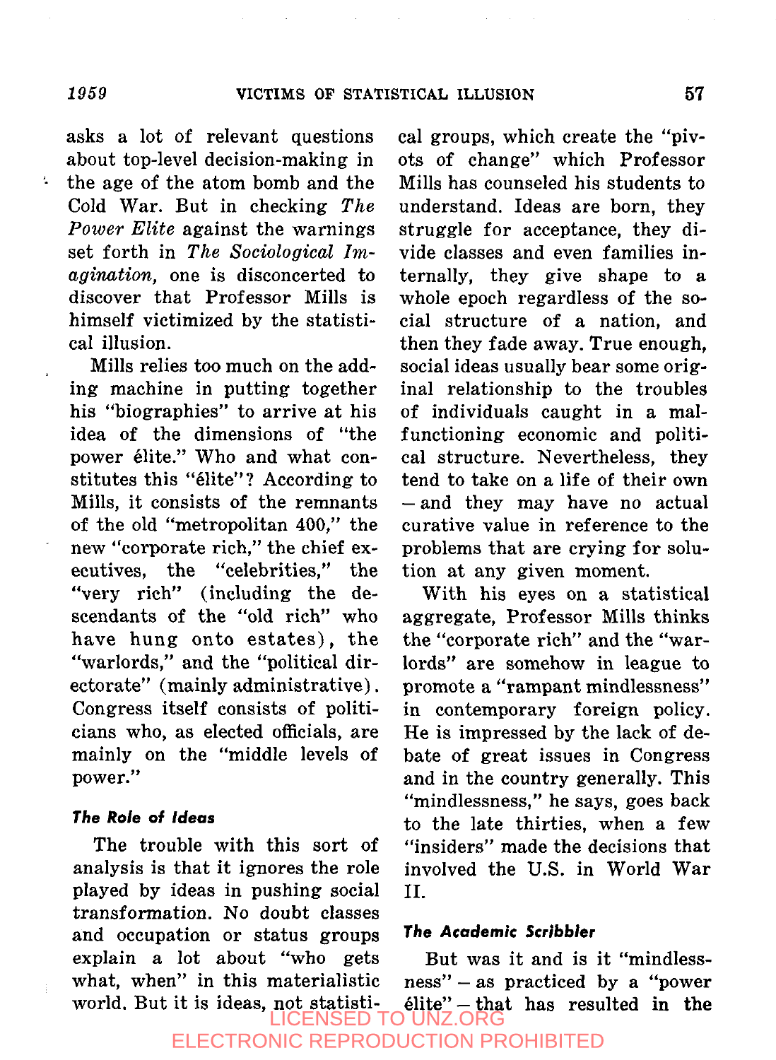asks a lot of relevant questions about top-level decision-making in the age of the atom bomb and the Cold War. But in checking *The Power Elite* against the warnings set forth in *The Sociological Imagination*, one is disconcerted to discover that Professor Mills is himself victimized by the statistical illusion.

Mills relies too much on the adding machine in putting together his "biographies" to arrive at his idea of the dimensions of "the power élite." Who and what constitutes this "élite"? According to Mills, it consists of the remnants of the old "metropolitan 400," the new "corporate rich," the chief executives, the "celebrities," the "very rich" (including the descendants of the "old rich" who have hung onto estates), the "warlords," and the "political directorate" (mainly administrative). Congress itself consists of politicians who, as elected officials, are mainly on the "middle levels of power."

### The Role of Ideas

The trouble with this sort of analysis is that it ignores the role played by ideas in pushing social transformation. No doubt classes and occupation or status groups explain a lot about "who gets what, when" in this materialistic world. But it is ideas, not statistical groups, which create the "pivots of change" which Professor Mills has counseled his students to understand. Ideas are born, they struggle for acceptance, they divide classes and even families internally, they give shape to a whole epoch regardless of the social structure of a nation, and then they fade away. True enough, social ideas usually bear some original relationship to the troubles of individuals caught in a malfunctioning economic and political structure. Nevertheless, they tend to take on a life of their own – and they may have no actual curative value in reference to the problems that are crying for solution at any given moment.

With his eyes on a statistical aggregate, Professor Mills thinks the "corporate rich" and the "warlords" are somehow in league to promote a "rampant mindlessness" in contemporary foreign policy. He is impressed by the lack of debate of great issues in Congress and in the country generally. This "mindlessness," he says, goes back to the late thirties, when a few "insiders" made the decisions that involved the U.S. in World War II.

### The Academic Scribbler

But was it and is it "mindlessness" – as practiced by a "power élite" – that has resulted in the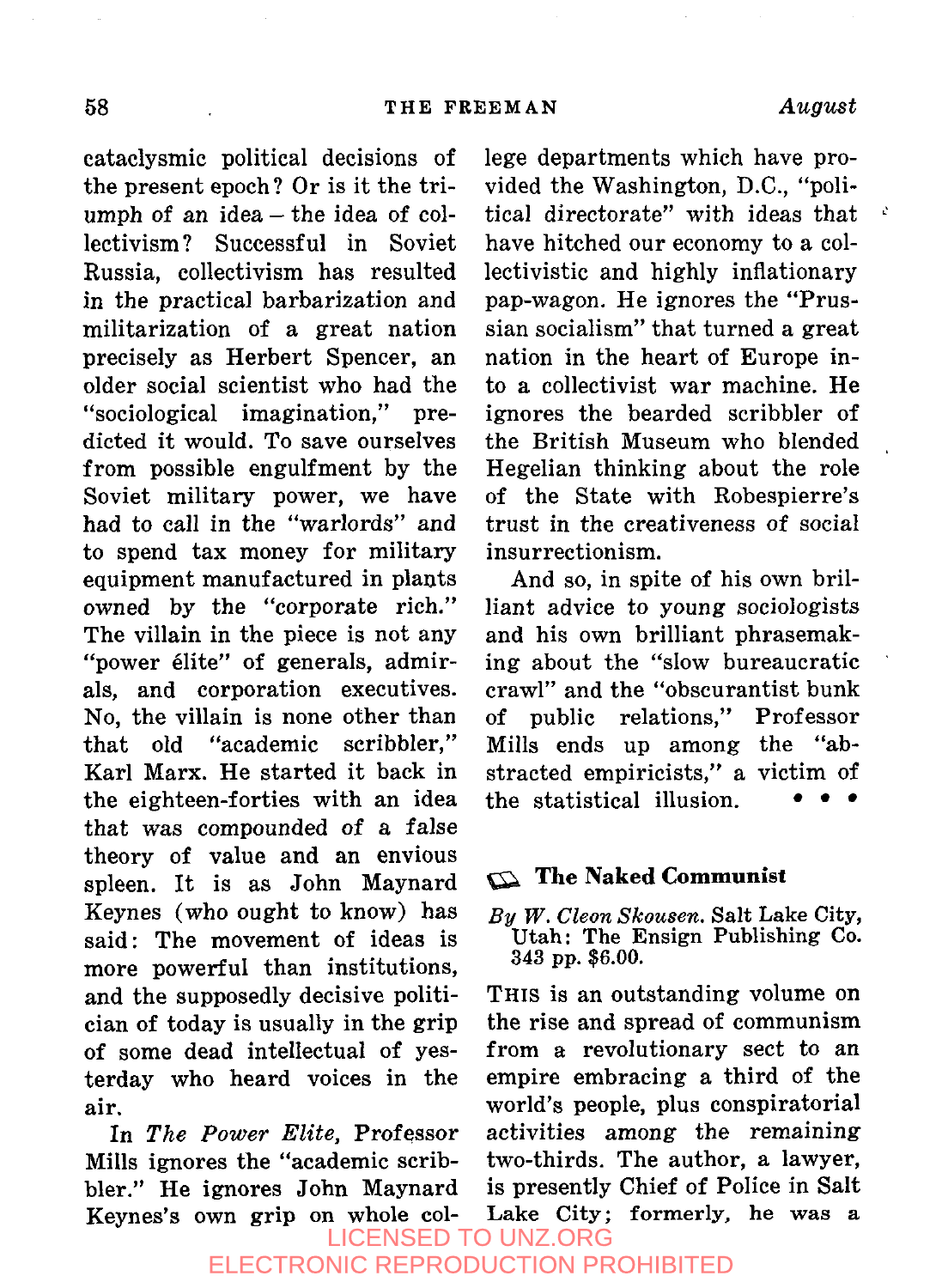cataclysmic political decisions of the present epoch? Or is it the triumph of an idea – the idea of collectivism? Successful in Soviet Russia, collectivism has resulted in the practical barbarization and militarization of a great nation precisely as Herbert Spencer, an older social scientist who had the "sociological imagination," predicted it would. To save ourselves from possible engulfment by the Soviet military power, we have had to call in the "warlords" and to spend tax money for military equipment manufactured in plants owned by the "corporate rich." The villain in the piece is not any "power élite" of generals, admirals, and corporation executives. No, the villain is none other than that old "academic scribbler," Karl Marx. He started it back in the eighteen-forties with an idea that was compounded of a false theory of value and an envious spleen. It is as John Maynard Keynes (who ought to know) has said: The movement of ideas is more powerful than institutions, and the supposedly decisive politician of today is usually in the grip of some dead intellectual of yesterday who heard voices in the air.

In *The Power Elite*, Professor Mills ignores the "academic scribbler." He ignores John Maynard Keynes's own grip on whole college departments which have provided the Washington, D.C., "political directorate" with ideas that have hitched our economy to a collectivistic and highly inflationary pap-wagon. He ignores the "Prussian socialism" that turned a great nation in the heart of Europe into a collectivist war machine. He ignores the bearded scribbler of the British Museum who blended Hegelian thinking about the role of the State with Robespierre's trust in the creativeness of social insurrectionism.

And so, in spite of his own brilliant advice to young sociologists and his own brilliant phrasemaking about the "slow bureaucratic crawl" and the "obscurantist bunk of public relations," Professor Mills ends up among the "abstracted empiricists," a victim of the statistical illusion. • • •

### The Naked Communist

*By W. Cleon Skousen.* Salt Lake City, Utah: The Ensign Publishing Co. 343 pp. $6.00.

THIS is an outstanding volume on the rise and spread of communism from a revolutionary sect to an empire embracing a third of the world's people, plus conspiratorial activities among the remaining two-thirds. The author, a lawyer, is presently Chief of Police in Salt Lake City; formerly, he was a